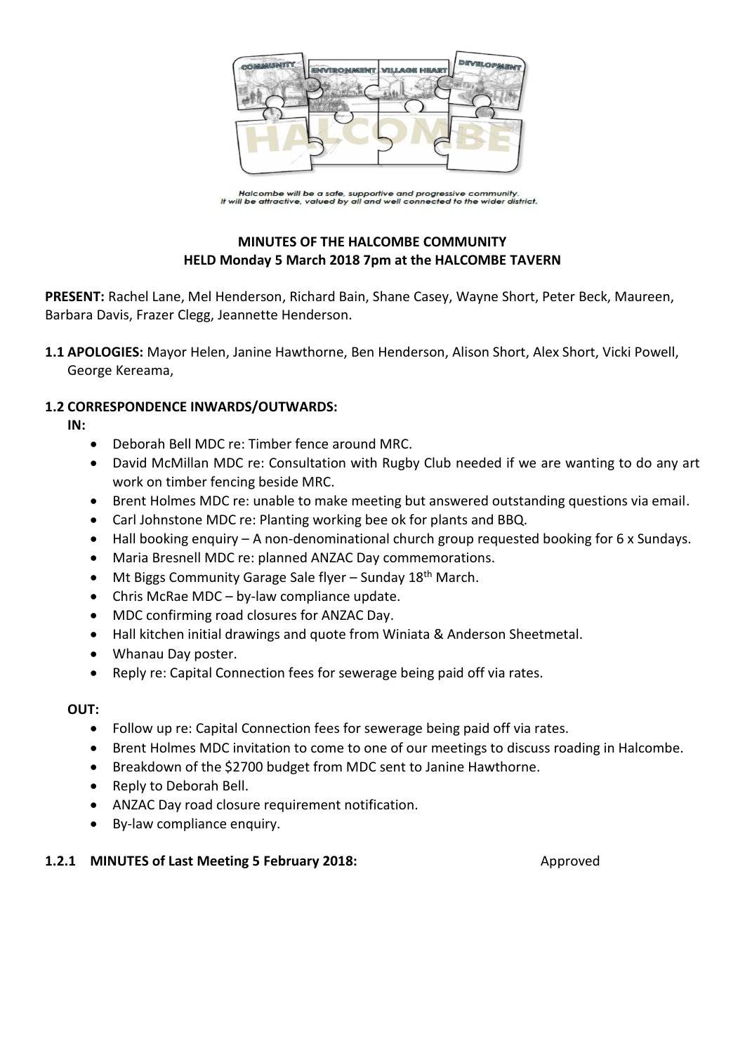Halcombe will be a safe, supportive and progressive community. It will be attractive, valued by all and well connected to the wider district.

**MINUTES OF THE HALCOMBE COMMUNITY**
**HELD Monday 5 March 2018 7pm at the HALCOMBE TAVERN**

**PRESENT:** Rachel Lane, Mel Henderson, Richard Bain, Shane Casey, Wayne Short, Peter Beck, Maureen, Barbara Davis, Frazer Clegg, Jeannette Henderson.

**1.1 APOLOGIES:** Mayor Helen, Janine Hawthorne, Ben Henderson, Alison Short, Alex Short, Vicki Powell, George Kereama,

**1.2 CORRESPONDENCE INWARDS/OUTWARDS:**

**IN:**

- Deborah Bell MDC re: Timber fence around MRC.
- David McMillan MDC re: Consultation with Rugby Club needed if we are wanting to do any art work on timber fencing beside MRC.
- Brent Holmes MDC re: unable to make meeting but answered outstanding questions via email.
- Carl Johnstone MDC re: Planting working bee ok for plants and BBQ.
- Hall booking enquiry – A non-denominational church group requested booking for 6 x Sundays.
- Maria Bresnell MDC re: planned ANZAC Day commemorations.
- Mt Biggs Community Garage Sale flyer – Sunday 18th March.
- Chris McRae MDC – by-law compliance update.
- MDC confirming road closures for ANZAC Day.
- Hall kitchen initial drawings and quote from Winiata & Anderson Sheetmetal.
- Whanau Day poster.
- Reply re: Capital Connection fees for sewerage being paid off via rates.

**OUT:**

- Follow up re: Capital Connection fees for sewerage being paid off via rates.
- Brent Holmes MDC invitation to come to one of our meetings to discuss roading in Halcombe.
- Breakdown of the $2700 budget from MDC sent to Janine Hawthorne.
- Reply to Deborah Bell.
- ANZAC Day road closure requirement notification.
- By-law compliance enquiry.

**1.2.1 MINUTES of Last Meeting 5 February 2018:** Approved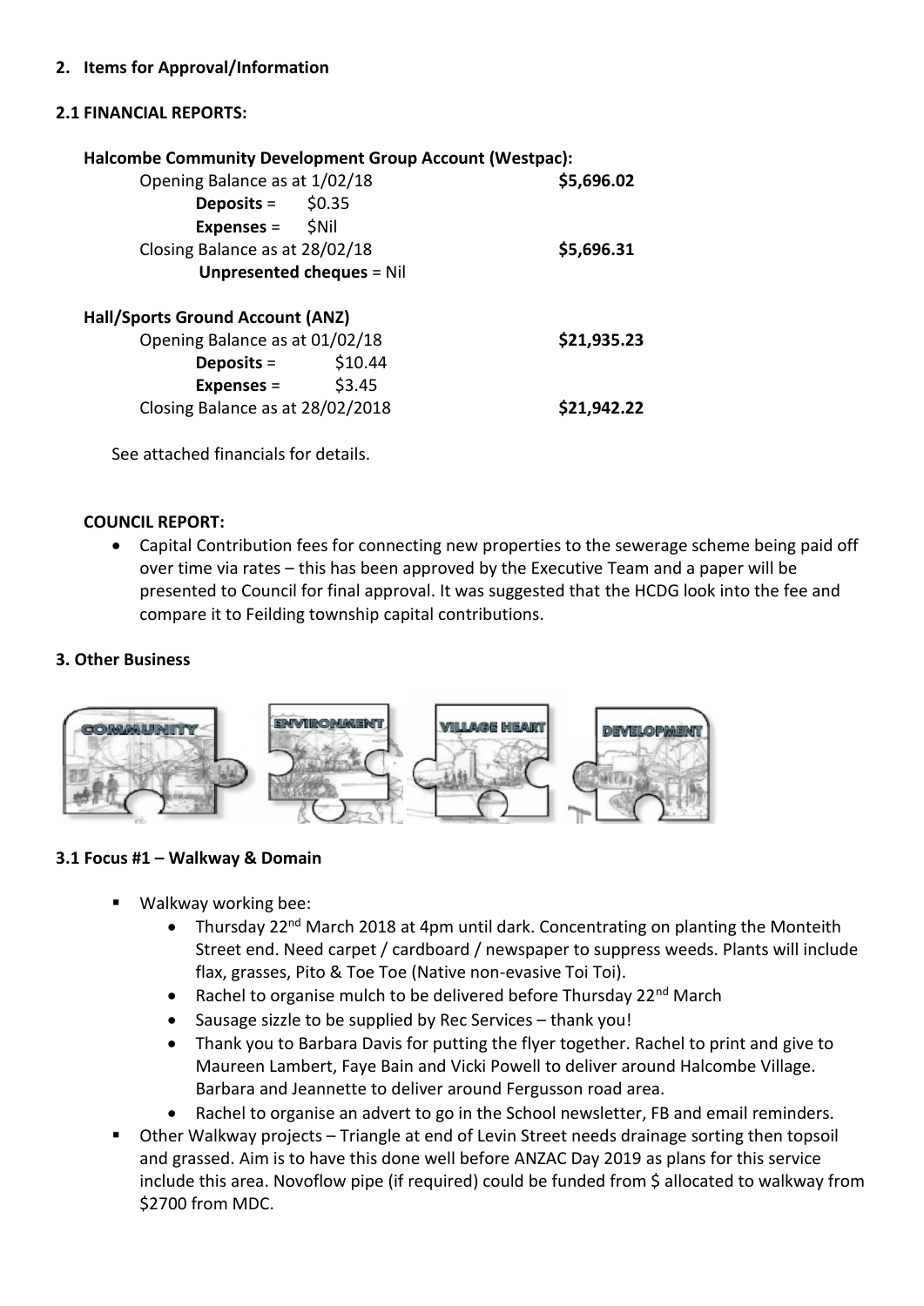## 2. Items for Approval/Information

### 2.1 FINANCIAL REPORTS:

**Halcombe Community Development Group Account (Westpac):**

Opening Balance as at 1/02/18 **$5,696.02**

**Deposits** = $0.35

**Expenses** = $Nil

Closing Balance as at 28/02/18 **$5,696.31**

**Unpresented cheques** = Nil

**Hall/Sports Ground Account (ANZ)**

Opening Balance as at 01/02/18 **$21,935.23**

**Deposits** = $10.44

**Expenses** = $3.45

Closing Balance as at 28/02/2018 **$21,942.22**

See attached financials for details.

**COUNCIL REPORT:**

- Capital Contribution fees for connecting new properties to the sewerage scheme being paid off over time via rates – this has been approved by the Executive Team and a paper will be presented to Council for final approval. It was suggested that the HCDG look into the fee and compare it to Feilding township capital contributions.

## 3. Other Business

COMMUNITY ENVIRONMENT VILLAGE HEART DEVELOPMENT

### 3.1 Focus #1 – Walkway & Domain

- Walkway working bee:
  - Thursday 22nd March 2018 at 4pm until dark. Concentrating on planting the Monteith Street end. Need carpet / cardboard / newspaper to suppress weeds. Plants will include flax, grasses, Pito & Toe Toe (Native non-evasive Toi Toi).
  - Rachel to organise mulch to be delivered before Thursday 22nd March
  - Sausage sizzle to be supplied by Rec Services – thank you!
  - Thank you to Barbara Davis for putting the flyer together. Rachel to print and give to Maureen Lambert, Faye Bain and Vicki Powell to deliver around Halcombe Village. Barbara and Jeannette to deliver around Fergusson road area.
  - Rachel to organise an advert to go in the School newsletter, FB and email reminders.
- Other Walkway projects – Triangle at end of Levin Street needs drainage sorting then topsoil and grassed. Aim is to have this done well before ANZAC Day 2019 as plans for this service include this area. Novoflow pipe (if required) could be funded from $ allocated to walkway from $2700 from MDC.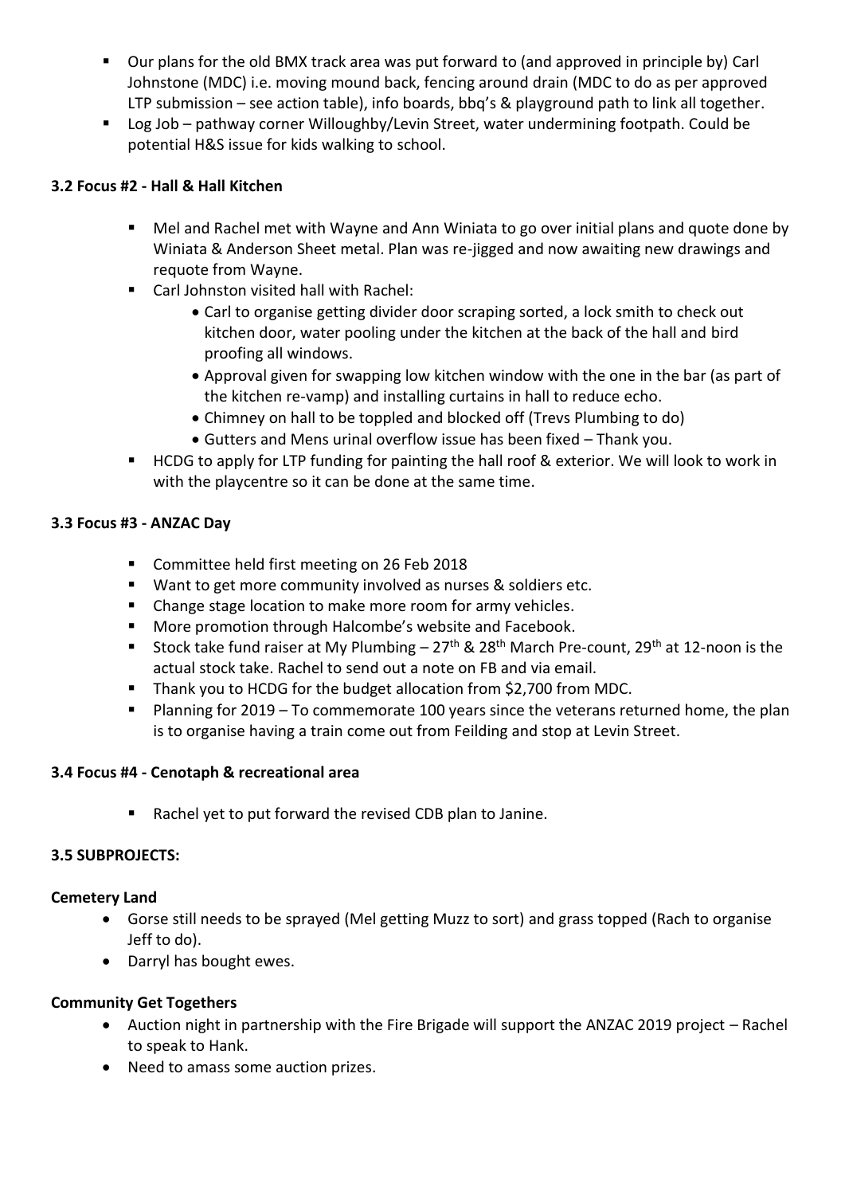- Our plans for the old BMX track area was put forward to (and approved in principle by) Carl Johnstone (MDC) i.e. moving mound back, fencing around drain (MDC to do as per approved LTP submission – see action table), info boards, bbq's & playground path to link all together.
- Log Job – pathway corner Willoughby/Levin Street, water undermining footpath. Could be potential H&S issue for kids walking to school.

### 3.2 Focus #2 - Hall & Hall Kitchen

- Mel and Rachel met with Wayne and Ann Winiata to go over initial plans and quote done by Winiata & Anderson Sheet metal. Plan was re-jigged and now awaiting new drawings and requote from Wayne.
- Carl Johnston visited hall with Rachel:
  - Carl to organise getting divider door scraping sorted, a lock smith to check out kitchen door, water pooling under the kitchen at the back of the hall and bird proofing all windows.
  - Approval given for swapping low kitchen window with the one in the bar (as part of the kitchen re-vamp) and installing curtains in hall to reduce echo.
  - Chimney on hall to be toppled and blocked off (Trevs Plumbing to do)
  - Gutters and Mens urinal overflow issue has been fixed – Thank you.
- HCDG to apply for LTP funding for painting the hall roof & exterior. We will look to work in with the playcentre so it can be done at the same time.

### 3.3 Focus #3 - ANZAC Day

- Committee held first meeting on 26 Feb 2018
- Want to get more community involved as nurses & soldiers etc.
- Change stage location to make more room for army vehicles.
- More promotion through Halcombe's website and Facebook.
- Stock take fund raiser at My Plumbing – 27th & 28th March Pre-count, 29th at 12-noon is the actual stock take. Rachel to send out a note on FB and via email.
- Thank you to HCDG for the budget allocation from $2,700 from MDC.
- Planning for 2019 – To commemorate 100 years since the veterans returned home, the plan is to organise having a train come out from Feilding and stop at Levin Street.

### 3.4 Focus #4 - Cenotaph & recreational area

- Rachel yet to put forward the revised CDB plan to Janine.

### 3.5 SUBPROJECTS:

**Cemetery Land**

- Gorse still needs to be sprayed (Mel getting Muzz to sort) and grass topped (Rach to organise Jeff to do).
- Darryl has bought ewes.

**Community Get Togethers**

- Auction night in partnership with the Fire Brigade will support the ANZAC 2019 project – Rachel to speak to Hank.
- Need to amass some auction prizes.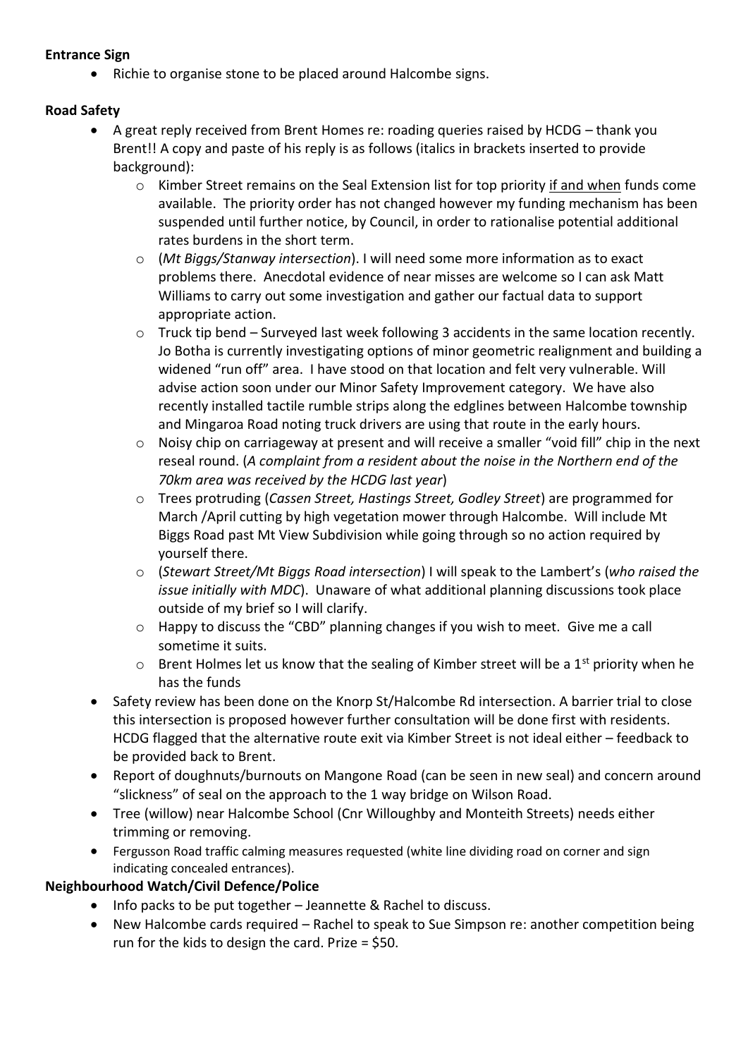**Entrance Sign**

- Richie to organise stone to be placed around Halcombe signs.

**Road Safety**

- A great reply received from Brent Homes re: roading queries raised by HCDG – thank you Brent!! A copy and paste of his reply is as follows (italics in brackets inserted to provide background):
  - Kimber Street remains on the Seal Extension list for top priority <u>if and when</u> funds come available. The priority order has not changed however my funding mechanism has been suspended until further notice, by Council, in order to rationalise potential additional rates burdens in the short term.
  - (*Mt Biggs/Stanway intersection*). I will need some more information as to exact problems there. Anecdotal evidence of near misses are welcome so I can ask Matt Williams to carry out some investigation and gather our factual data to support appropriate action.
  - Truck tip bend – Surveyed last week following 3 accidents in the same location recently. Jo Botha is currently investigating options of minor geometric realignment and building a widened "run off" area. I have stood on that location and felt very vulnerable. Will advise action soon under our Minor Safety Improvement category. We have also recently installed tactile rumble strips along the edglines between Halcombe township and Mingaroa Road noting truck drivers are using that route in the early hours.
  - Noisy chip on carriageway at present and will receive a smaller "void fill" chip in the next reseal round. (*A complaint from a resident about the noise in the Northern end of the 70km area was received by the HCDG last year*)
  - Trees protruding (*Cassen Street, Hastings Street, Godley Street*) are programmed for March /April cutting by high vegetation mower through Halcombe. Will include Mt Biggs Road past Mt View Subdivision while going through so no action required by yourself there.
  - (*Stewart Street/Mt Biggs Road intersection*) I will speak to the Lambert's (*who raised the issue initially with MDC*). Unaware of what additional planning discussions took place outside of my brief so I will clarify.
  - Happy to discuss the "CBD" planning changes if you wish to meet. Give me a call sometime it suits.
  - Brent Holmes let us know that the sealing of Kimber street will be a 1st priority when he has the funds
- Safety review has been done on the Knorp St/Halcombe Rd intersection. A barrier trial to close this intersection is proposed however further consultation will be done first with residents. HCDG flagged that the alternative route exit via Kimber Street is not ideal either – feedback to be provided back to Brent.
- Report of doughnuts/burnouts on Mangone Road (can be seen in new seal) and concern around "slickness" of seal on the approach to the 1 way bridge on Wilson Road.
- Tree (willow) near Halcombe School (Cnr Willoughby and Monteith Streets) needs either trimming or removing.
- Fergusson Road traffic calming measures requested (white line dividing road on corner and sign indicating concealed entrances).

**Neighbourhood Watch/Civil Defence/Police**

- Info packs to be put together – Jeannette & Rachel to discuss.
- New Halcombe cards required – Rachel to speak to Sue Simpson re: another competition being run for the kids to design the card. Prize = $50.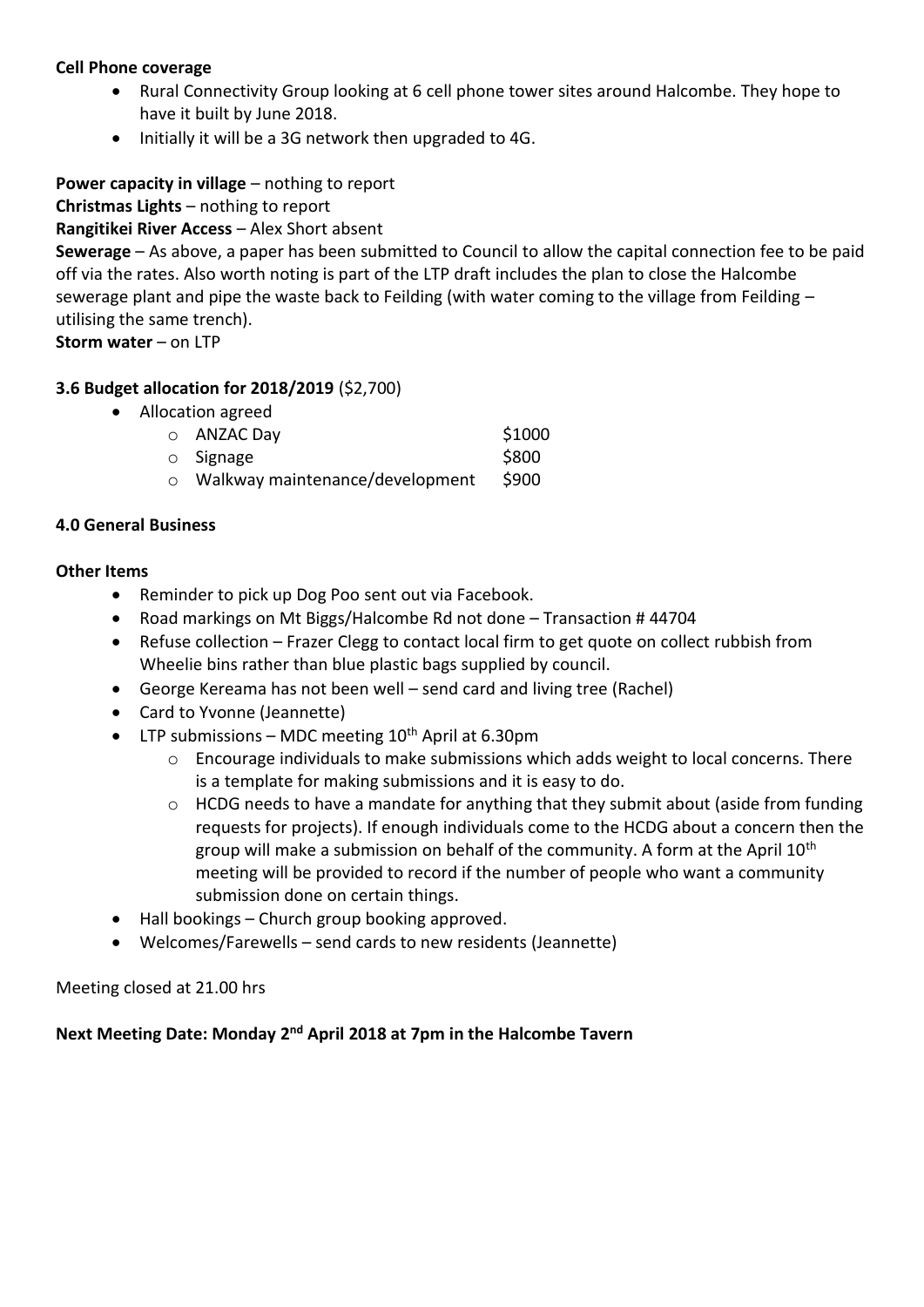**Cell Phone coverage**

- Rural Connectivity Group looking at 6 cell phone tower sites around Halcombe. They hope to have it built by June 2018.
- Initially it will be a 3G network then upgraded to 4G.

**Power capacity in village** – nothing to report

**Christmas Lights** – nothing to report

**Rangitikei River Access** – Alex Short absent

**Sewerage** – As above, a paper has been submitted to Council to allow the capital connection fee to be paid off via the rates. Also worth noting is part of the LTP draft includes the plan to close the Halcombe sewerage plant and pipe the waste back to Feilding (with water coming to the village from Feilding – utilising the same trench).

**Storm water** – on LTP

**3.6 Budget allocation for 2018/2019** ($2,700)

- Allocation agreed
  - ANZAC Day $1000
  - Signage $800
  - Walkway maintenance/development $900

**4.0 General Business**

**Other Items**

- Reminder to pick up Dog Poo sent out via Facebook.
- Road markings on Mt Biggs/Halcombe Rd not done – Transaction # 44704
- Refuse collection – Frazer Clegg to contact local firm to get quote on collect rubbish from Wheelie bins rather than blue plastic bags supplied by council.
- George Kereama has not been well – send card and living tree (Rachel)
- Card to Yvonne (Jeannette)
- LTP submissions – MDC meeting 10th April at 6.30pm
  - Encourage individuals to make submissions which adds weight to local concerns. There is a template for making submissions and it is easy to do.
  - HCDG needs to have a mandate for anything that they submit about (aside from funding requests for projects). If enough individuals come to the HCDG about a concern then the group will make a submission on behalf of the community. A form at the April 10th meeting will be provided to record if the number of people who want a community submission done on certain things.
- Hall bookings – Church group booking approved.
- Welcomes/Farewells – send cards to new residents (Jeannette)

Meeting closed at 21.00 hrs

**Next Meeting Date: Monday 2nd April 2018 at 7pm in the Halcombe Tavern**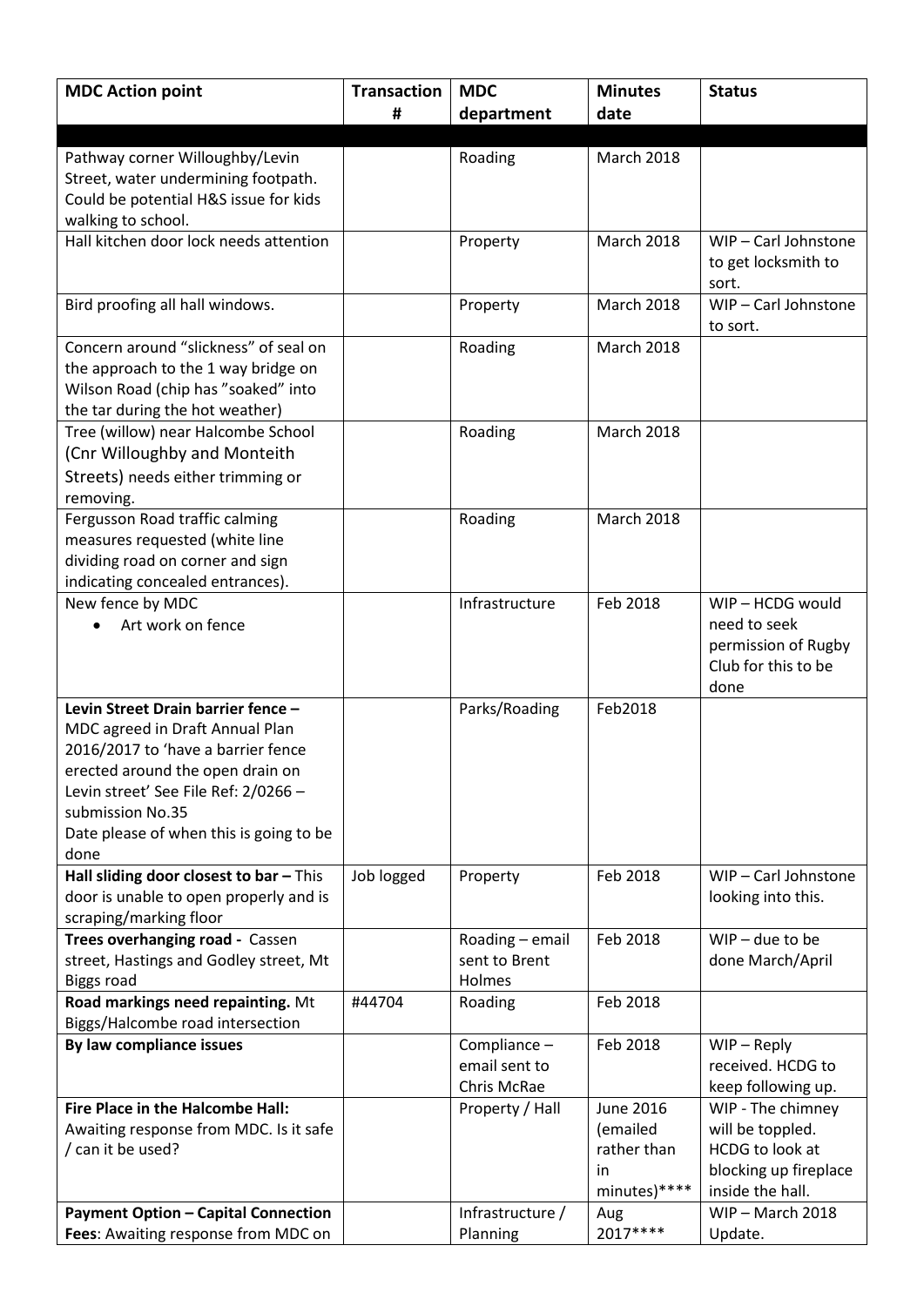| MDC Action point | Transaction # | MDC department | Minutes date | Status |
|---|---|---|---|---|
| | | | | |
| Pathway corner Willoughby/Levin Street, water undermining footpath. Could be potential H&S issue for kids walking to school. | | Roading | March 2018 | |
| Hall kitchen door lock needs attention | | Property | March 2018 | WIP – Carl Johnstone to get locksmith to sort. |
| Bird proofing all hall windows. | | Property | March 2018 | WIP – Carl Johnstone to sort. |
| Concern around "slickness" of seal on the approach to the 1 way bridge on Wilson Road (chip has "soaked" into the tar during the hot weather) | | Roading | March 2018 | |
| Tree (willow) near Halcombe School (Cnr Willoughby and Monteith Streets) needs either trimming or removing. | | Roading | March 2018 | |
| Fergusson Road traffic calming measures requested (white line dividing road on corner and sign indicating concealed entrances). | | Roading | March 2018 | |
| New fence by MDC<br>• Art work on fence | | Infrastructure | Feb 2018 | WIP – HCDG would need to seek permission of Rugby Club for this to be done |
| **Levin Street Drain barrier fence –** MDC agreed in Draft Annual Plan 2016/2017 to 'have a barrier fence erected around the open drain on Levin street' See File Ref: 2/0266 – submission No.35<br>Date please of when this is going to be done | | Parks/Roading | Feb2018 | |
| **Hall sliding door closest to bar –** This door is unable to open properly and is scraping/marking floor | Job logged | Property | Feb 2018 | WIP – Carl Johnstone looking into this. |
| **Trees overhanging road -** Cassen street, Hastings and Godley street, Mt Biggs road | | Roading – email sent to Brent Holmes | Feb 2018 | WIP – due to be done March/April |
| **Road markings need repainting.** Mt Biggs/Halcombe road intersection | #44704 | Roading | Feb 2018 | |
| **By law compliance issues** | | Compliance – email sent to Chris McRae | Feb 2018 | WIP – Reply received. HCDG to keep following up. |
| **Fire Place in the Halcombe Hall:** Awaiting response from MDC. Is it safe / can it be used? | | Property / Hall | June 2016 (emailed rather than in minutes)**** | WIP - The chimney will be toppled. HCDG to look at blocking up fireplace inside the hall. |
| **Payment Option – Capital Connection Fees**: Awaiting response from MDC on | | Infrastructure / Planning | Aug 2017**** | WIP – March 2018 Update. |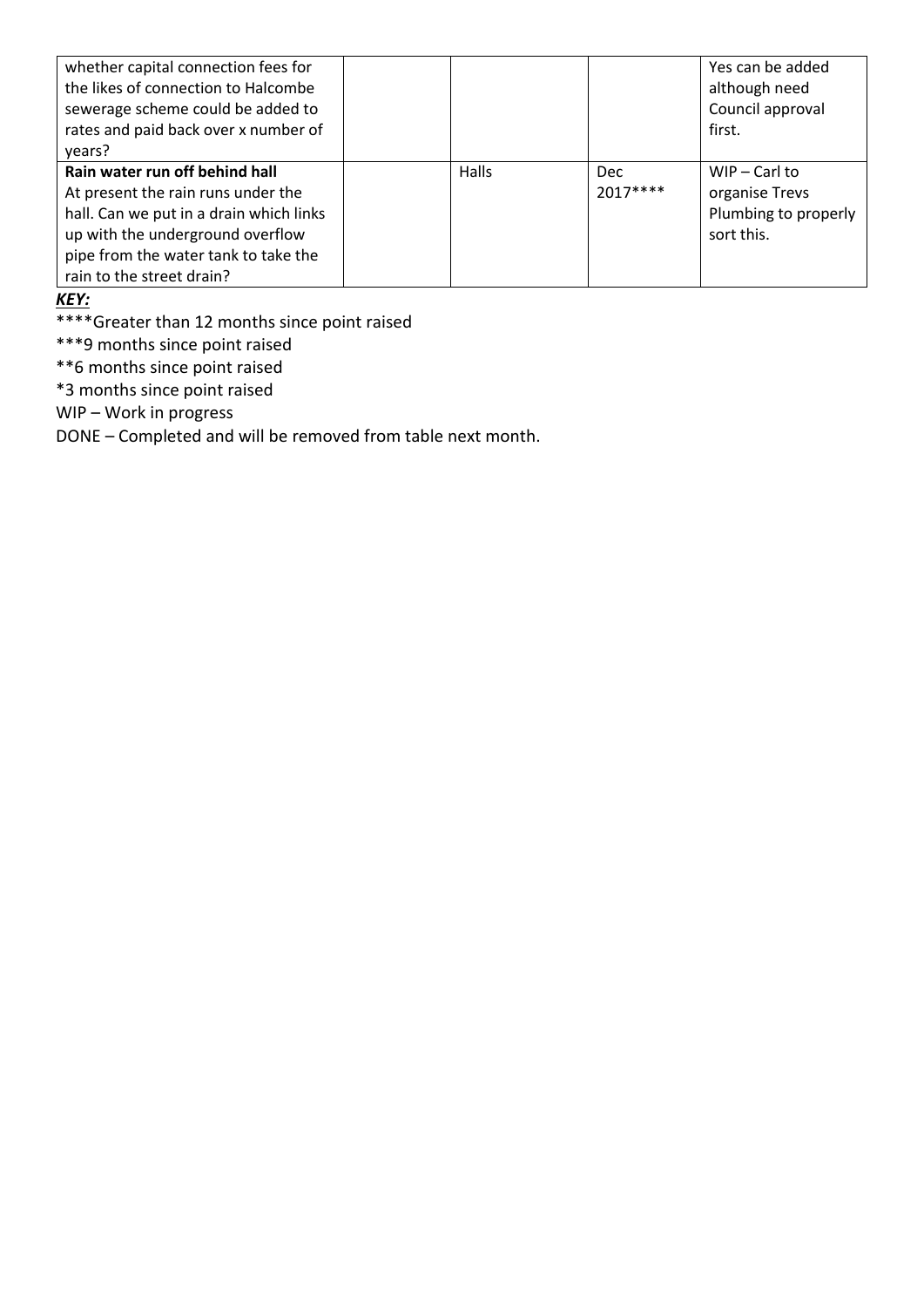| | | | | |
|---|---|---|---|---|
| whether capital connection fees for the likes of connection to Halcombe sewerage scheme could be added to rates and paid back over x number of years? | | | | Yes can be added although need Council approval first. |
| **Rain water run off behind hall** At present the rain runs under the hall. Can we put in a drain which links up with the underground overflow pipe from the water tank to take the rain to the street drain? | | Halls | Dec 2017**** | WIP – Carl to organise Trevs Plumbing to properly sort this. |

***KEY:***

****Greater than 12 months since point raised

***9 months since point raised

**6 months since point raised

*3 months since point raised

WIP – Work in progress

DONE – Completed and will be removed from table next month.